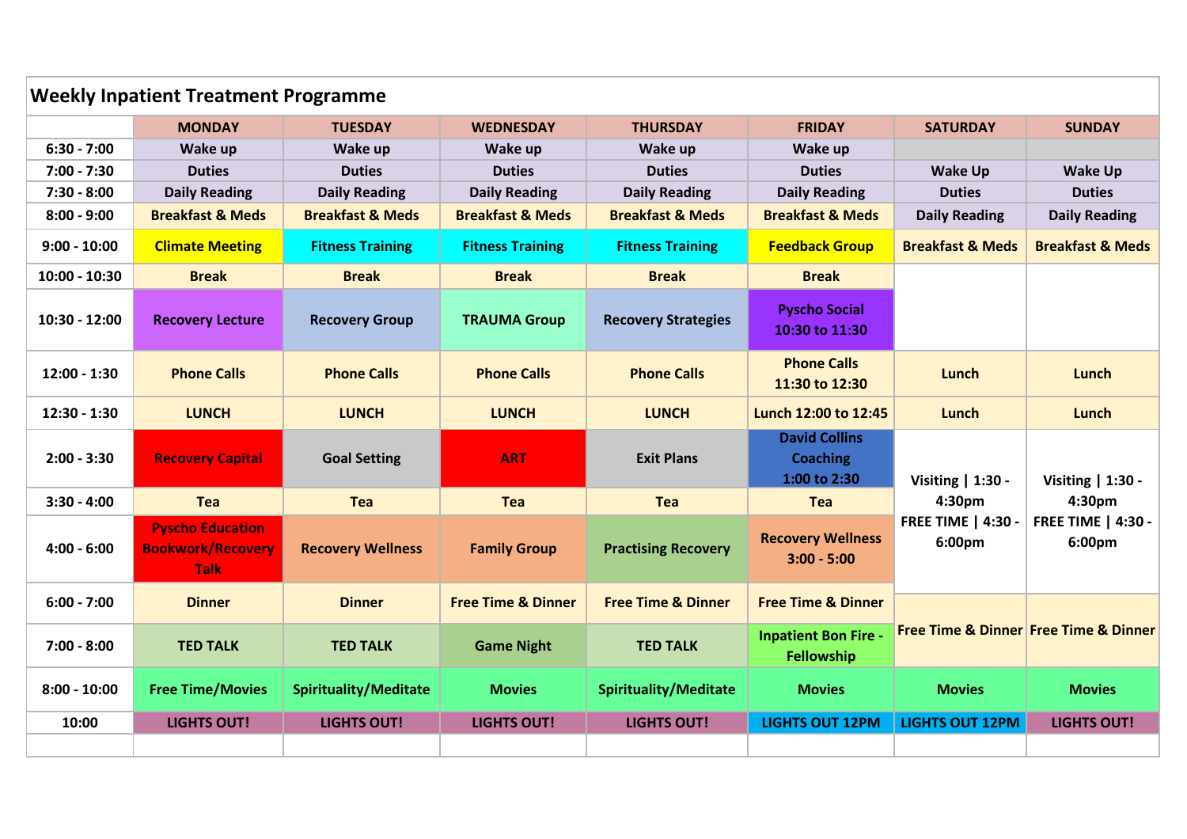## Weekly Inpatient Treatment Programme

| | MONDAY | TUESDAY | WEDNESDAY | THURSDAY | FRIDAY | SATURDAY | SUNDAY |
|---|---|---|---|---|---|---|---|
| 6:30 - 7:00 | Wake up | Wake up | Wake up | Wake up | Wake up | | |
| 7:00 - 7:30 | Duties | Duties | Duties | Duties | Duties | Wake Up | Wake Up |
| 7:30 - 8:00 | Daily Reading | Daily Reading | Daily Reading | Daily Reading | Daily Reading | Duties | Duties |
| 8:00 - 9:00 | Breakfast & Meds | Breakfast & Meds | Breakfast & Meds | Breakfast & Meds | Breakfast & Meds | Daily Reading | Daily Reading |
| 9:00 - 10:00 | Climate Meeting | Fitness Training | Fitness Training | Fitness Training | Feedback Group | Breakfast & Meds | Breakfast & Meds |
| 10:00 - 10:30 | Break | Break | Break | Break | Break | | |
| 10:30 - 12:00 | Recovery Lecture | Recovery Group | TRAUMA Group | Recovery Strategies | Pyscho Social 10:30 to 11:30 | | |
| 12:00 - 1:30 | Phone Calls | Phone Calls | Phone Calls | Phone Calls | Phone Calls 11:30 to 12:30 | Lunch | Lunch |
| 12:30 - 1:30 | LUNCH | LUNCH | LUNCH | LUNCH | Lunch 12:00 to 12:45 | Lunch | Lunch |
| 2:00 - 3:30 | Recovery Capital | Goal Setting | ART | Exit Plans | David Collins Coaching 1:00 to 2:30 | Visiting \| 1:30 - 4:30pm FREE TIME \| 4:30 - 6:00pm | Visiting \| 1:30 - 4:30pm FREE TIME \| 4:30 - 6:00pm |
| 3:30 - 4:00 | Tea | Tea | Tea | Tea | Tea | | |
| 4:00 - 6:00 | Pyscho Education Bookwork/Recovery Talk | Recovery Wellness | Family Group | Practising Recovery | Recovery Wellness 3:00 - 5:00 | | |
| 6:00 - 7:00 | Dinner | Dinner | Free Time & Dinner | Free Time & Dinner | Free Time & Dinner | Free Time & Dinner | Free Time & Dinner |
| 7:00 - 8:00 | TED TALK | TED TALK | Game Night | TED TALK | Inpatient Bon Fire - Fellowship | | |
| 8:00 - 10:00 | Free Time/Movies | Spirituality/Meditate | Movies | Spirituality/Meditate | Movies | Movies | Movies |
| 10:00 | LIGHTS OUT! | LIGHTS OUT! | LIGHTS OUT! | LIGHTS OUT! | LIGHTS OUT 12PM | LIGHTS OUT 12PM | LIGHTS OUT! |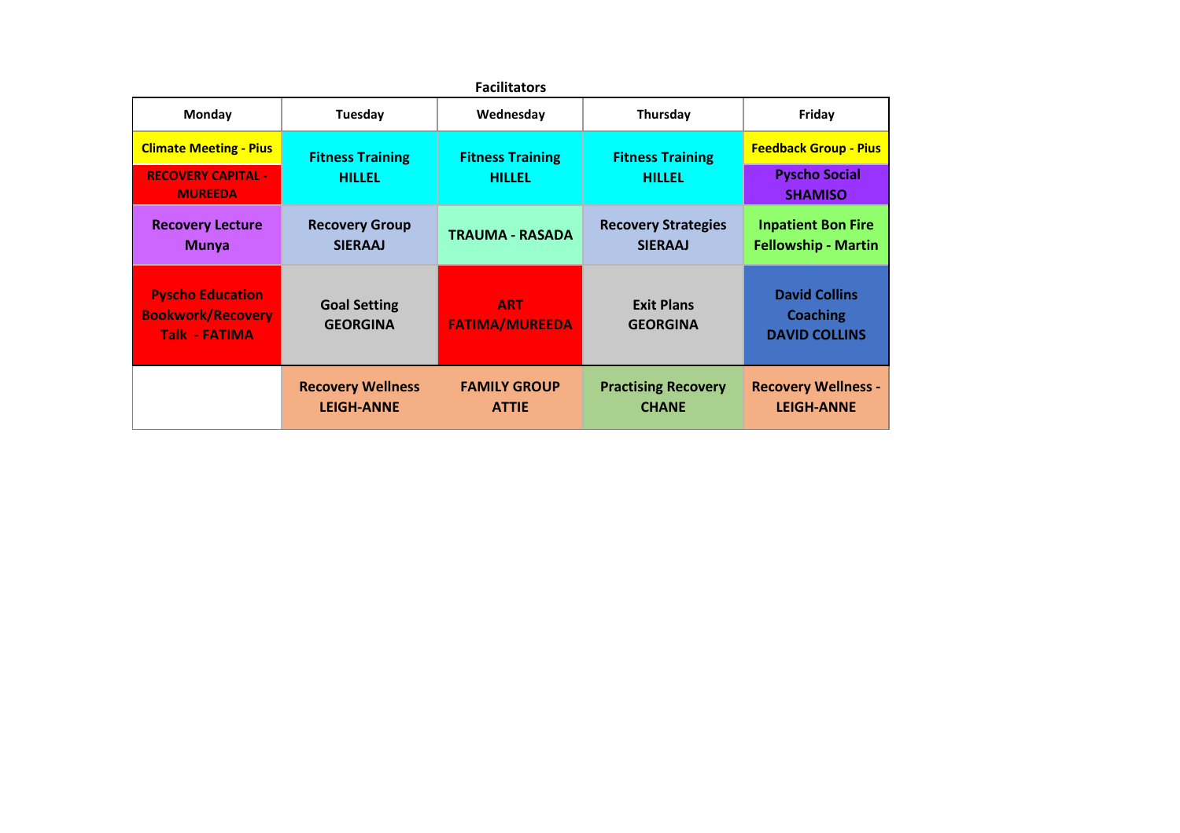**Facilitators**

| Monday | Tuesday | Wednesday | Thursday | Friday |
|---|---|---|---|---|
| Climate Meeting - Pius<br>RECOVERY CAPITAL - MUREEDA | Fitness Training HILLEL | Fitness Training HILLEL | Fitness Training HILLEL | Feedback Group - Pius<br>Pyscho Social SHAMISO |
| Recovery Lecture Munya | Recovery Group SIERAAJ | TRAUMA - RASADA | Recovery Strategies SIERAAJ | Inpatient Bon Fire Fellowship - Martin |
| Pyscho Education Bookwork/Recovery Talk - FATIMA | Goal Setting GEORGINA | ART FATIMA/MUREEDA | Exit Plans GEORGINA | David Collins Coaching DAVID COLLINS |
| | Recovery Wellness LEIGH-ANNE | FAMILY GROUP ATTIE | Practising Recovery CHANE | Recovery Wellness - LEIGH-ANNE |